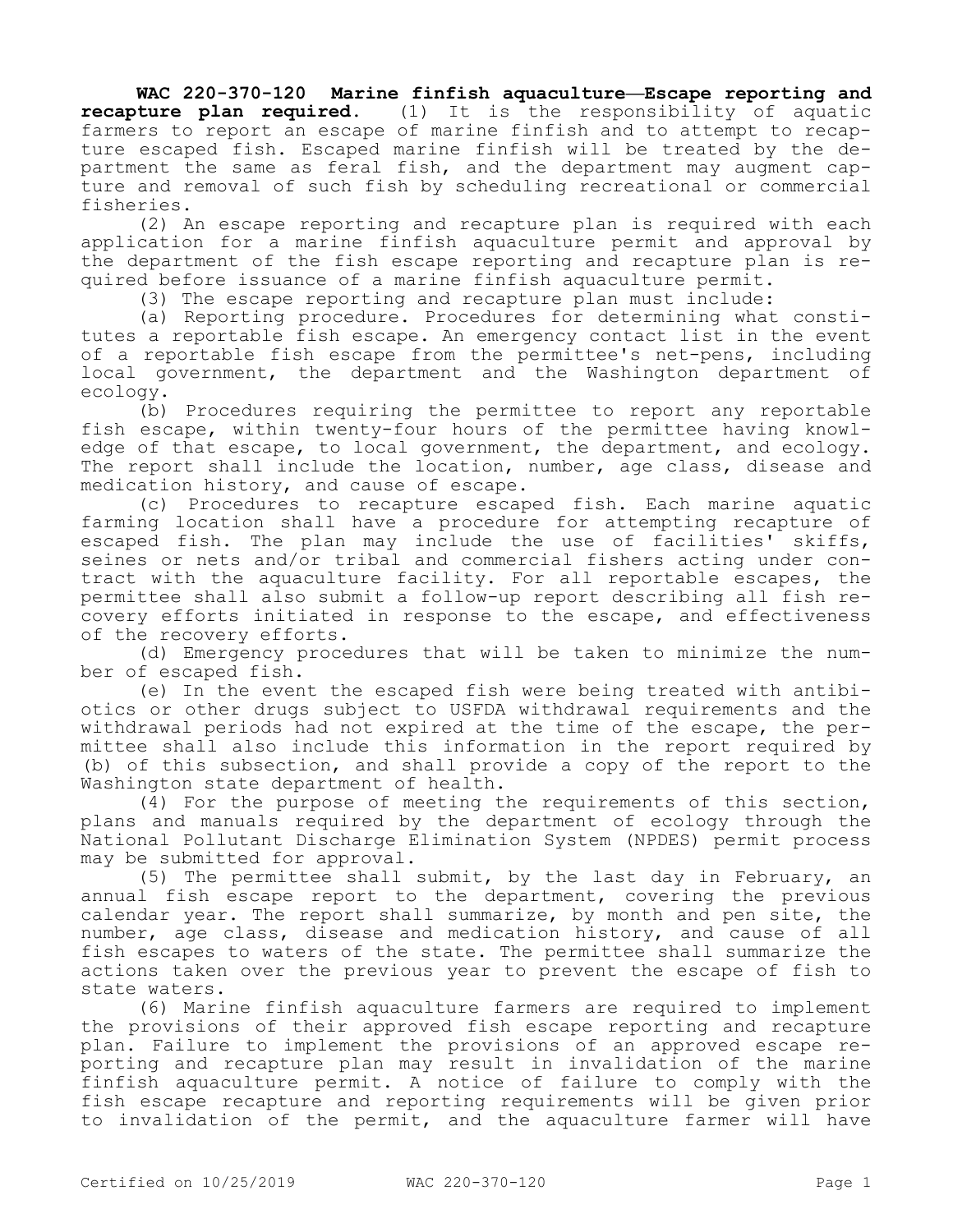**WAC 220-370-120 Marine finfish aquaculture—Escape reporting and recapture plan required.** (1) It is the responsibility of aquatic farmers to report an escape of marine finfish and to attempt to recapture escaped fish. Escaped marine finfish will be treated by the department the same as feral fish, and the department may augment capture and removal of such fish by scheduling recreational or commercial fisheries.

(2) An escape reporting and recapture plan is required with each application for a marine finfish aquaculture permit and approval by the department of the fish escape reporting and recapture plan is required before issuance of a marine finfish aquaculture permit.

(3) The escape reporting and recapture plan must include:

(a) Reporting procedure. Procedures for determining what constitutes a reportable fish escape. An emergency contact list in the event of a reportable fish escape from the permittee's net-pens, including local government, the department and the Washington department of ecology.

(b) Procedures requiring the permittee to report any reportable fish escape, within twenty-four hours of the permittee having knowledge of that escape, to local government, the department, and ecology. The report shall include the location, number, age class, disease and medication history, and cause of escape.

(c) Procedures to recapture escaped fish. Each marine aquatic farming location shall have a procedure for attempting recapture of escaped fish. The plan may include the use of facilities' skiffs, seines or nets and/or tribal and commercial fishers acting under contract with the aquaculture facility. For all reportable escapes, the permittee shall also submit a follow-up report describing all fish recovery efforts initiated in response to the escape, and effectiveness of the recovery efforts.

(d) Emergency procedures that will be taken to minimize the number of escaped fish.

(e) In the event the escaped fish were being treated with antibiotics or other drugs subject to USFDA withdrawal requirements and the withdrawal periods had not expired at the time of the escape, the permittee shall also include this information in the report required by (b) of this subsection, and shall provide a copy of the report to the Washington state department of health.

(4) For the purpose of meeting the requirements of this section, plans and manuals required by the department of ecology through the National Pollutant Discharge Elimination System (NPDES) permit process may be submitted for approval.

(5) The permittee shall submit, by the last day in February, an annual fish escape report to the department, covering the previous calendar year. The report shall summarize, by month and pen site, the number, age class, disease and medication history, and cause of all fish escapes to waters of the state. The permittee shall summarize the actions taken over the previous year to prevent the escape of fish to state waters.

(6) Marine finfish aquaculture farmers are required to implement the provisions of their approved fish escape reporting and recapture plan. Failure to implement the provisions of an approved escape reporting and recapture plan may result in invalidation of the marine finfish aquaculture permit. A notice of failure to comply with the fish escape recapture and reporting requirements will be given prior to invalidation of the permit, and the aquaculture farmer will have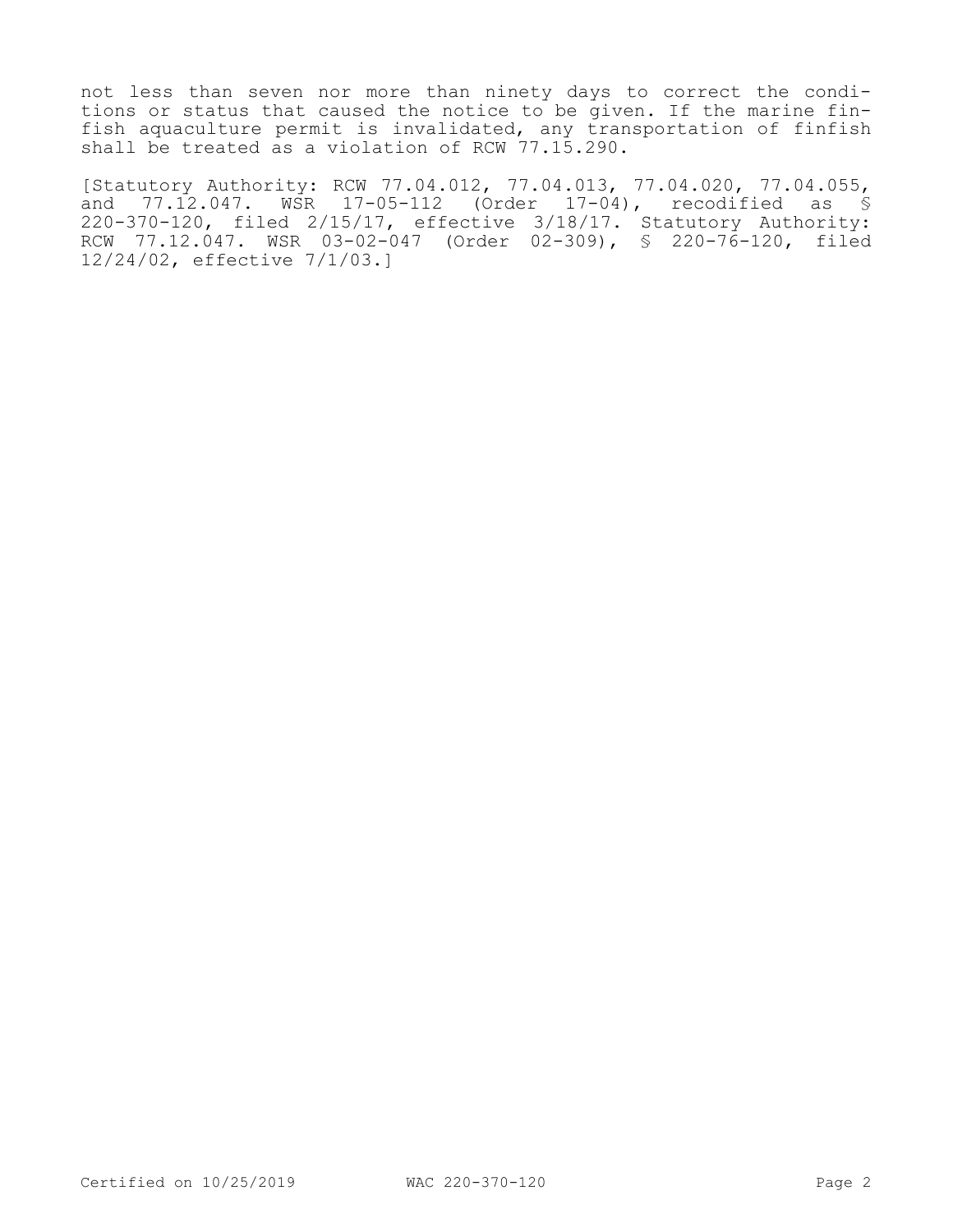not less than seven nor more than ninety days to correct the conditions or status that caused the notice to be given. If the marine finfish aquaculture permit is invalidated, any transportation of finfish shall be treated as a violation of RCW 77.15.290.

[Statutory Authority: RCW 77.04.012, 77.04.013, 77.04.020, 77.04.055, and 77.12.047. WSR 17-05-112 (Order 17-04), recodified as § 220-370-120, filed 2/15/17, effective 3/18/17. Statutory Authority: RCW 77.12.047. WSR 03-02-047 (Order 02-309), § 220-76-120, filed 12/24/02, effective 7/1/03.]